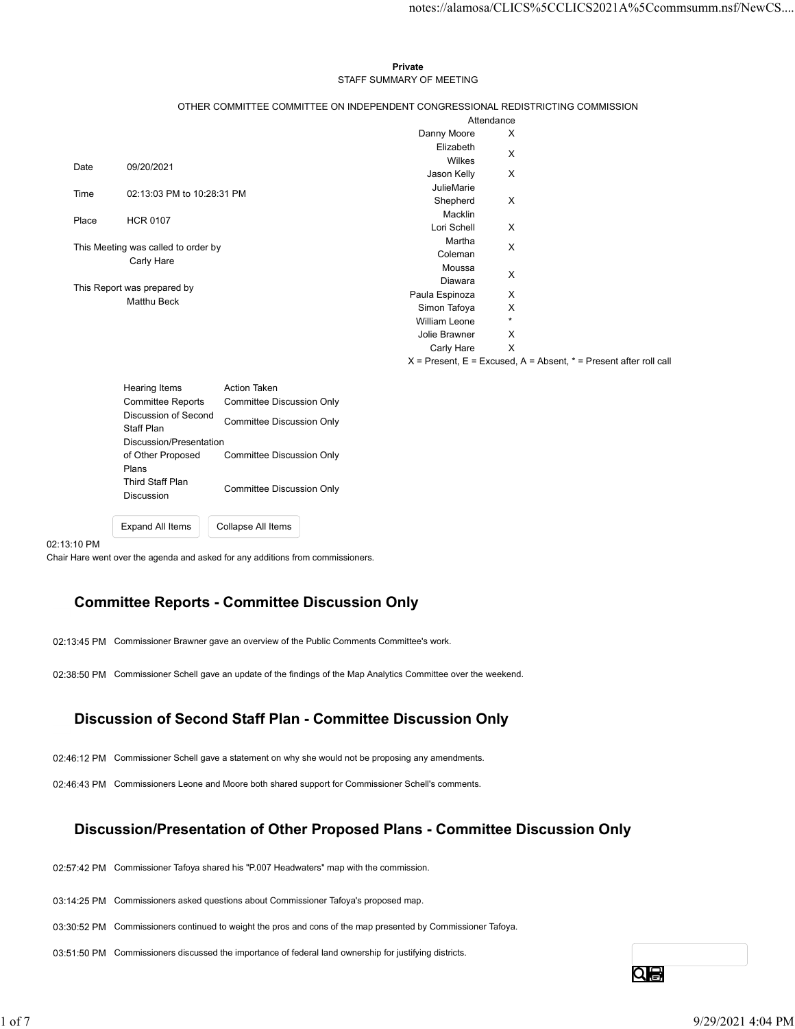**Private**

STAFF SUMMARY OF MEETING

OTHER COMMITTEE COMMITTEE ON INDEPENDENT CONGRESSIONAL REDISTRICTING COMMISSION

| | |
|---|---|
| Date | 09/20/2021 |
| Time | 02:13:03 PM to 10:28:31 PM |
| Place | HCR 0107 |

This Meeting was called to order by
Carly Hare

This Report was prepared by
Matthu Beck

| | Attendance |
|---|---|
| Danny Moore | X |
| Elizabeth Wilkes | X |
| Jason Kelly | X |
| JulieMarie Shepherd Macklin | X |
| Lori Schell | X |
| Martha Coleman | X |
| Moussa Diawara | X |
| Paula Espinoza | X |
| Simon Tafoya | X |
| William Leone | * |
| Jolie Brawner | X |
| Carly Hare | X |

X = Present, E = Excused, A = Absent, * = Present after roll call

| Hearing Items | Action Taken |
|---|---|
| Committee Reports | Committee Discussion Only |
| Discussion of Second Staff Plan | Committee Discussion Only |
| Discussion/Presentation of Other Proposed Plans | Committee Discussion Only |
| Third Staff Plan Discussion | Committee Discussion Only |

02:13:10 PM
Chair Hare went over the agenda and asked for any additions from commissioners.

## Committee Reports - Committee Discussion Only

02:13:45 PM Commissioner Brawner gave an overview of the Public Comments Committee's work.

02:38:50 PM Commissioner Schell gave an update of the findings of the Map Analytics Committee over the weekend.

## Discussion of Second Staff Plan - Committee Discussion Only

02:46:12 PM Commissioner Schell gave a statement on why she would not be proposing any amendments.

02:46:43 PM Commissioners Leone and Moore both shared support for Commissioner Schell's comments.

## Discussion/Presentation of Other Proposed Plans - Committee Discussion Only

02:57:42 PM Commissioner Tafoya shared his "P.007 Headwaters" map with the commission.

03:14:25 PM Commissioners asked questions about Commissioner Tafoya's proposed map.

03:30:52 PM Commissioners continued to weight the pros and cons of the map presented by Commissioner Tafoya.

03:51:50 PM Commissioners discussed the importance of federal land ownership for justifying districts.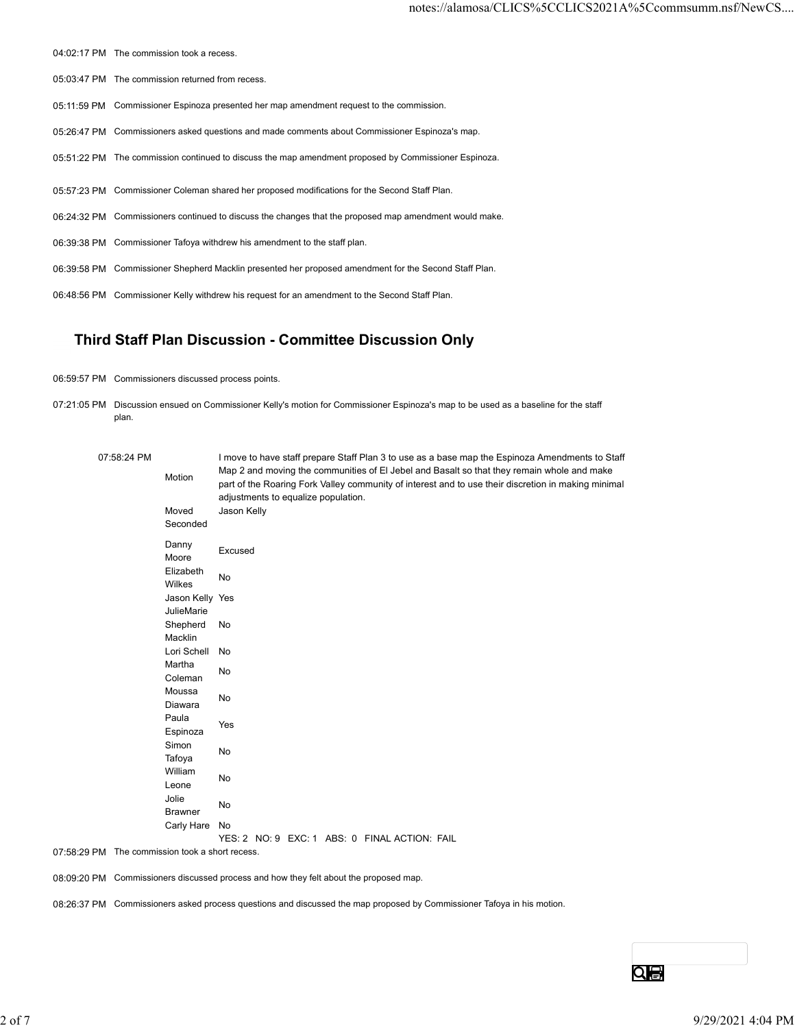04:02:17 PM The commission took a recess.

05:03:47 PM The commission returned from recess.

05:11:59 PM Commissioner Espinoza presented her map amendment request to the commission.

05:26:47 PM Commissioners asked questions and made comments about Commissioner Espinoza's map.

05:51:22 PM The commission continued to discuss the map amendment proposed by Commissioner Espinoza.

05:57:23 PM Commissioner Coleman shared her proposed modifications for the Second Staff Plan.

06:24:32 PM Commissioners continued to discuss the changes that the proposed map amendment would make.

06:39:38 PM Commissioner Tafoya withdrew his amendment to the staff plan.

06:39:58 PM Commissioner Shepherd Macklin presented her proposed amendment for the Second Staff Plan.

06:48:56 PM Commissioner Kelly withdrew his request for an amendment to the Second Staff Plan.

## Third Staff Plan Discussion - Committee Discussion Only

06:59:57 PM Commissioners discussed process points.

07:21:05 PM Discussion ensued on Commissioner Kelly's motion for Commissioner Espinoza's map to be used as a baseline for the staff plan.

| 07:58:24 PM | | |
|---|---|---|
| | Motion | I move to have staff prepare Staff Plan 3 to use as a base map the Espinoza Amendments to Staff Map 2 and moving the communities of El Jebel and Basalt so that they remain whole and make part of the Roaring Fork Valley community of interest and to use their discretion in making minimal adjustments to equalize population. |
| | Moved | Jason Kelly |
| | Seconded | |
| | Danny Moore | Excused |
| | Elizabeth Wilkes | No |
| | Jason Kelly | Yes |
| | JulieMarie Shepherd Macklin | No |
| | Lori Schell | No |
| | Martha Coleman | No |
| | Moussa Diawara | No |
| | Paula Espinoza | Yes |
| | Simon Tafoya | No |
| | William Leone | No |
| | Jolie Brawner | No |
| | Carly Hare | No |
| | | YES: 2 NO: 9 EXC: 1 ABS: 0 FINAL ACTION: FAIL |

07:58:29 PM The commission took a short recess.

08:09:20 PM Commissioners discussed process and how they felt about the proposed map.

08:26:37 PM Commissioners asked process questions and discussed the map proposed by Commissioner Tafoya in his motion.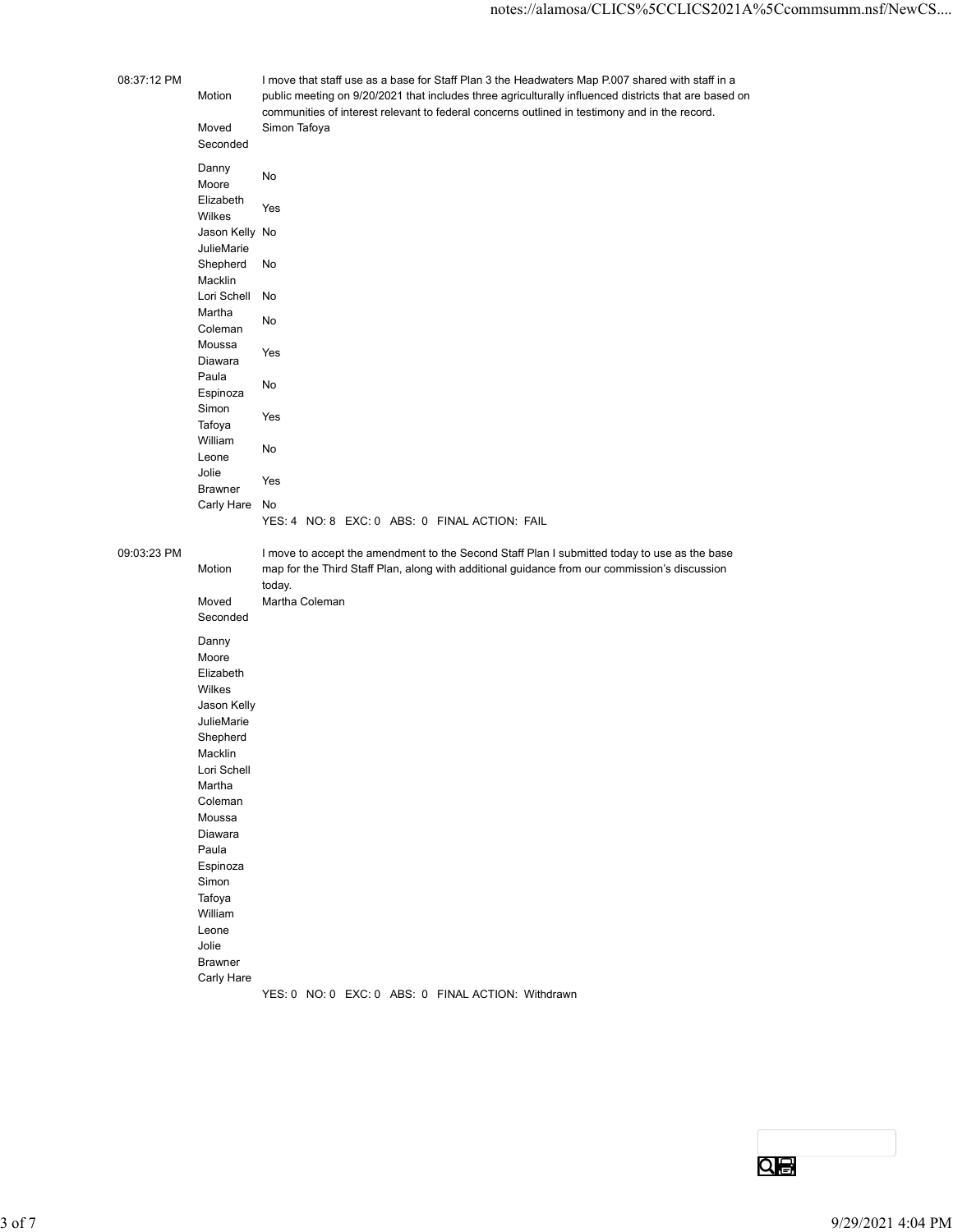08:37:12 PM

| | |
|---|---|
| Motion | I move that staff use as a base for Staff Plan 3 the Headwaters Map P.007 shared with staff in a public meeting on 9/20/2021 that includes three agriculturally influenced districts that are based on communities of interest relevant to federal concerns outlined in testimony and in the record. |
| Moved | Simon Tafoya |
| Seconded | |
| Danny Moore | No |
| Elizabeth Wilkes | Yes |
| Jason Kelly | No |
| JulieMarie Shepherd Macklin | No |
| Lori Schell | No |
| Martha Coleman | No |
| Moussa Diawara | Yes |
| Paula Espinoza | No |
| Simon Tafoya | Yes |
| William Leone | No |
| Jolie Brawner | Yes |
| Carly Hare | No |
| | YES: 4 NO: 8 EXC: 0 ABS: 0 FINAL ACTION: FAIL |

09:03:23 PM

| | |
|---|---|
| Motion | I move to accept the amendment to the Second Staff Plan I submitted today to use as the base map for the Third Staff Plan, along with additional guidance from our commission's discussion today. |
| Moved | Martha Coleman |
| Seconded | |
| Danny Moore | |
| Elizabeth Wilkes | |
| Jason Kelly | |
| JulieMarie Shepherd Macklin | |
| Lori Schell | |
| Martha Coleman | |
| Moussa Diawara | |
| Paula Espinoza | |
| Simon Tafoya | |
| William Leone | |
| Jolie Brawner | |
| Carly Hare | |
| | YES: 0 NO: 0 EXC: 0 ABS: 0 FINAL ACTION: Withdrawn |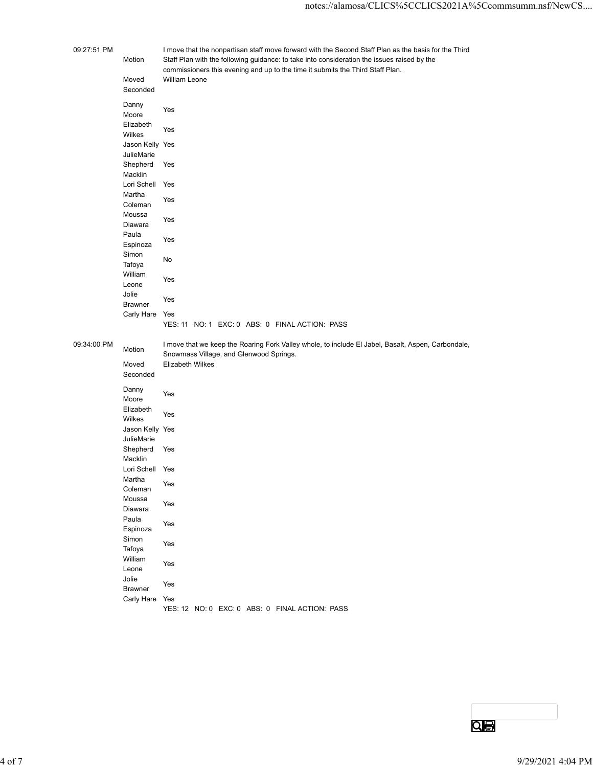| | | |
|---|---|---|
| 09:27:51 PM | Motion | I move that the nonpartisan staff move forward with the Second Staff Plan as the basis for the Third Staff Plan with the following guidance: to take into consideration the issues raised by the commissioners this evening and up to the time it submits the Third Staff Plan. |
| | Moved | William Leone |
| | Seconded | |
| | Danny Moore | Yes |
| | Elizabeth Wilkes | Yes |
| | Jason Kelly | Yes |
| | JulieMarie Shepherd Macklin | Yes |
| | Lori Schell | Yes |
| | Martha Coleman | Yes |
| | Moussa Diawara | Yes |
| | Paula Espinoza | Yes |
| | Simon Tafoya | No |
| | William Leone | Yes |
| | Jolie Brawner | Yes |
| | Carly Hare | Yes |
| | | YES: 11 NO: 1 EXC: 0 ABS: 0 FINAL ACTION: PASS |

| | | |
|---|---|---|
| 09:34:00 PM | Motion | I move that we keep the Roaring Fork Valley whole, to include El Jabel, Basalt, Aspen, Carbondale, Snowmass Village, and Glenwood Springs. |
| | Moved | Elizabeth Wilkes |
| | Seconded | |
| | Danny Moore | Yes |
| | Elizabeth Wilkes | Yes |
| | Jason Kelly | Yes |
| | JulieMarie Shepherd Macklin | Yes |
| | Lori Schell | Yes |
| | Martha Coleman | Yes |
| | Moussa Diawara | Yes |
| | Paula Espinoza | Yes |
| | Simon Tafoya | Yes |
| | William Leone | Yes |
| | Jolie Brawner | Yes |
| | Carly Hare | Yes |
| | | YES: 12 NO: 0 EXC: 0 ABS: 0 FINAL ACTION: PASS |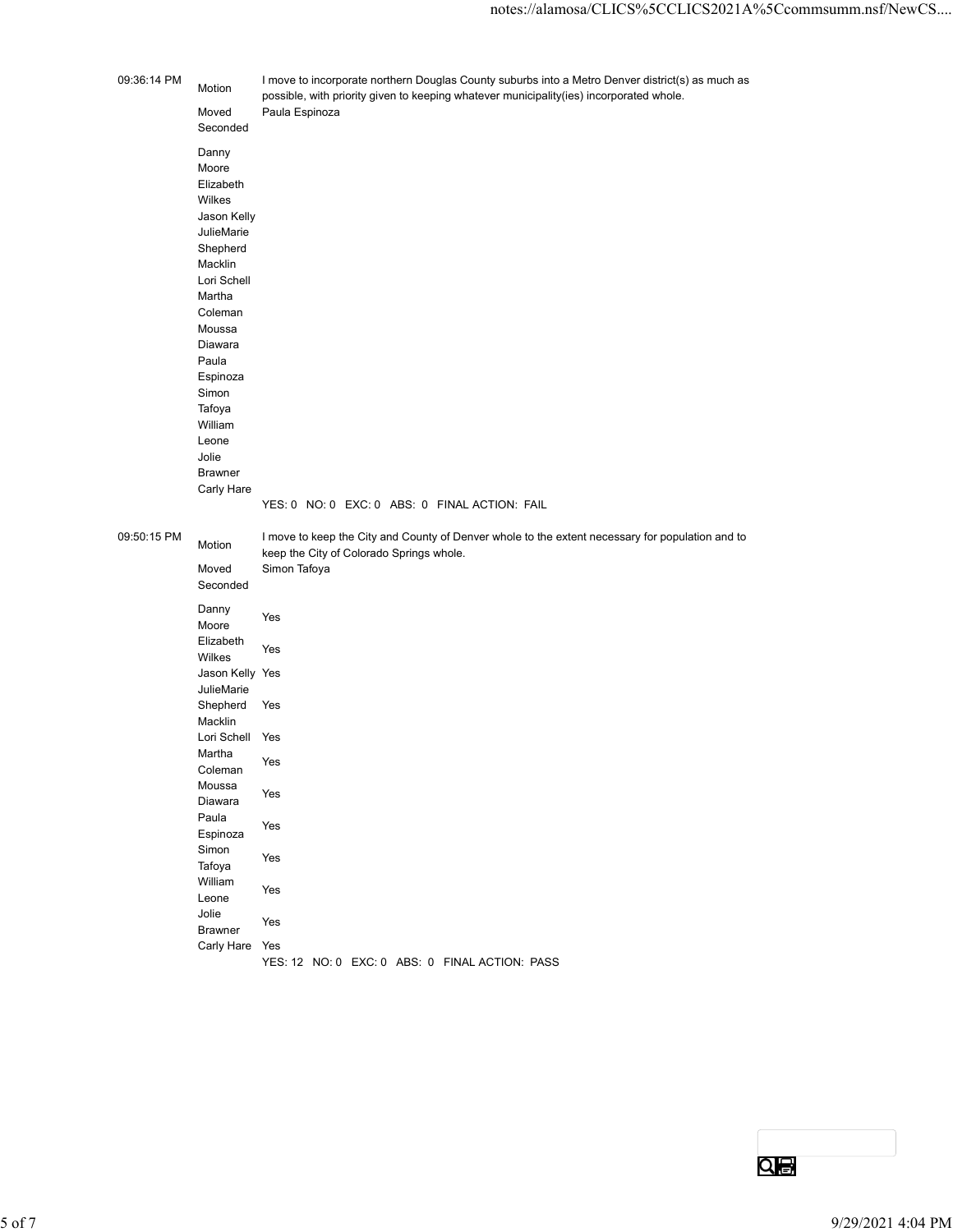| Time | | |
|---|---|---|
| 09:36:14 PM | Motion | I move to incorporate northern Douglas County suburbs into a Metro Denver district(s) as much as possible, with priority given to keeping whatever municipality(ies) incorporated whole. |
| | Moved | Paula Espinoza |
| | Seconded | |
| | Danny Moore | |
| | Elizabeth Wilkes | |
| | Jason Kelly | |
| | JulieMarie Shepherd Macklin | |
| | Lori Schell | |
| | Martha Coleman | |
| | Moussa Diawara | |
| | Paula Espinoza | |
| | Simon Tafoya | |
| | William Leone | |
| | Jolie Brawner | |
| | Carly Hare | |
| | | YES: 0 NO: 0 EXC: 0 ABS: 0 FINAL ACTION: FAIL |

| Time | | |
|---|---|---|
| 09:50:15 PM | Motion | I move to keep the City and County of Denver whole to the extent necessary for population and to keep the City of Colorado Springs whole. |
| | Moved | Simon Tafoya |
| | Seconded | |
| | Danny Moore | Yes |
| | Elizabeth Wilkes | Yes |
| | Jason Kelly | Yes |
| | JulieMarie Shepherd Macklin | Yes |
| | Lori Schell | Yes |
| | Martha Coleman | Yes |
| | Moussa Diawara | Yes |
| | Paula Espinoza | Yes |
| | Simon Tafoya | Yes |
| | William Leone | Yes |
| | Jolie Brawner | Yes |
| | Carly Hare | Yes |
| | | YES: 12 NO: 0 EXC: 0 ABS: 0 FINAL ACTION: PASS |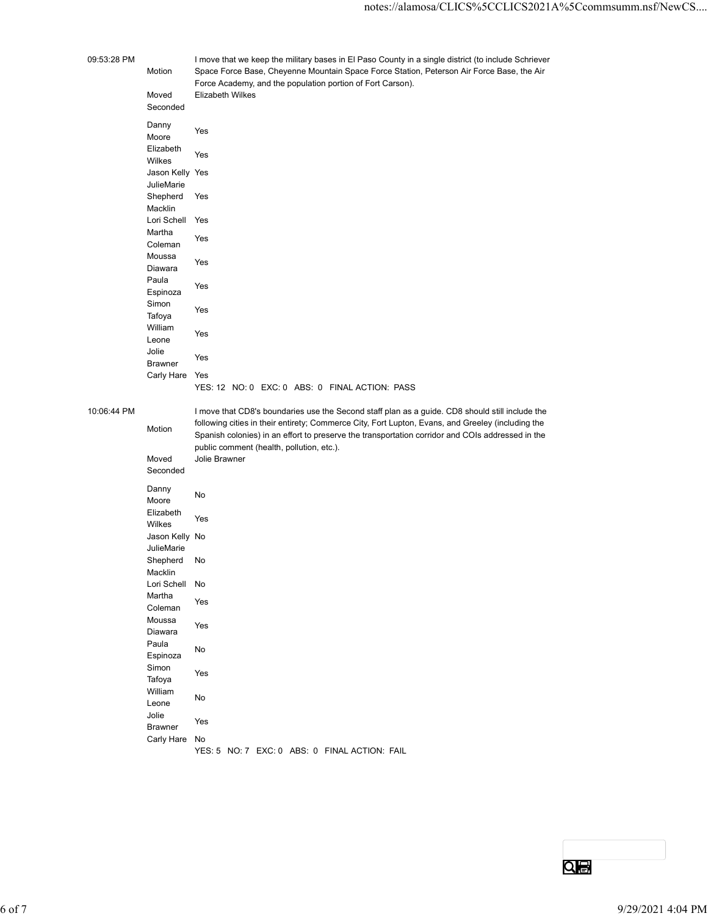| | | |
|---|---|---|
| 09:53:28 PM | Motion | I move that we keep the military bases in El Paso County in a single district (to include Schriever Space Force Base, Cheyenne Mountain Space Force Station, Peterson Air Force Base, the Air Force Academy, and the population portion of Fort Carson). |
| | Moved | Elizabeth Wilkes |
| | Seconded | |
| | Danny Moore | Yes |
| | Elizabeth Wilkes | Yes |
| | Jason Kelly | Yes |
| | JulieMarie Shepherd Macklin | Yes |
| | Lori Schell | Yes |
| | Martha Coleman | Yes |
| | Moussa Diawara | Yes |
| | Paula Espinoza | Yes |
| | Simon Tafoya | Yes |
| | William Leone | Yes |
| | Jolie Brawner | Yes |
| | Carly Hare | Yes |
| | | YES: 12 NO: 0 EXC: 0 ABS: 0 FINAL ACTION: PASS |
| 10:06:44 PM | Motion | I move that CD8's boundaries use the Second staff plan as a guide. CD8 should still include the following cities in their entirety; Commerce City, Fort Lupton, Evans, and Greeley (including the Spanish colonies) in an effort to preserve the transportation corridor and COIs addressed in the public comment (health, pollution, etc.). |
| | Moved | Jolie Brawner |
| | Seconded | |
| | Danny Moore | No |
| | Elizabeth Wilkes | Yes |
| | Jason Kelly | No |
| | JulieMarie Shepherd Macklin | No |
| | Lori Schell | No |
| | Martha Coleman | Yes |
| | Moussa Diawara | Yes |
| | Paula Espinoza | No |
| | Simon Tafoya | Yes |
| | William Leone | No |
| | Jolie Brawner | Yes |
| | Carly Hare | No |
| | | YES: 5 NO: 7 EXC: 0 ABS: 0 FINAL ACTION: FAIL |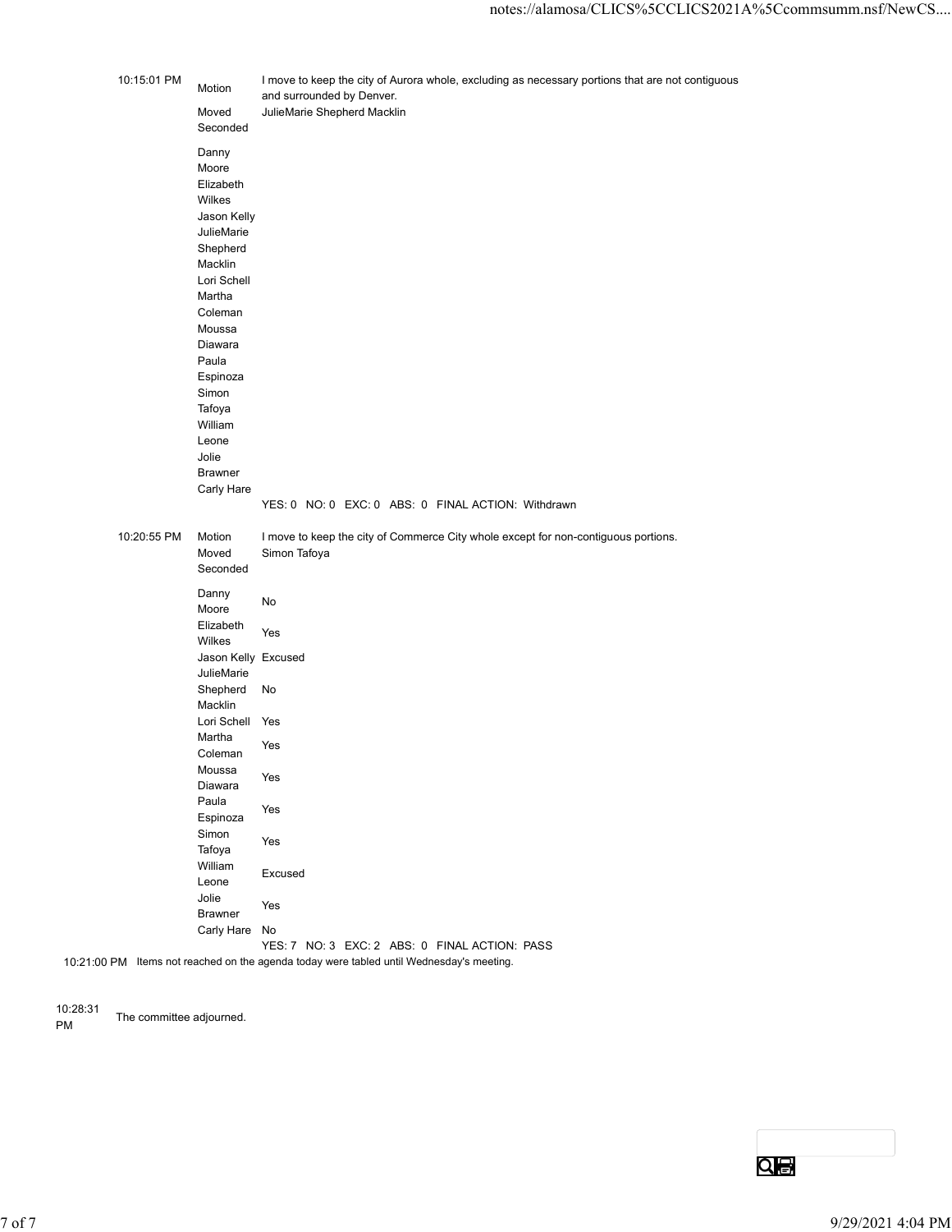| | | |
|---|---|---|
| 10:15:01 PM | Motion | I move to keep the city of Aurora whole, excluding as necessary portions that are not contiguous and surrounded by Denver. |
| | Moved | JulieMarie Shepherd Macklin |
| | Seconded | |
| | Danny Moore | |
| | Elizabeth Wilkes | |
| | Jason Kelly | |
| | JulieMarie Shepherd Macklin | |
| | Lori Schell | |
| | Martha Coleman | |
| | Moussa Diawara | |
| | Paula Espinoza | |
| | Simon Tafoya | |
| | William Leone | |
| | Jolie Brawner | |
| | Carly Hare | |
| | | YES: 0 NO: 0 EXC: 0 ABS: 0 FINAL ACTION: Withdrawn |
| 10:20:55 PM | Motion | I move to keep the city of Commerce City whole except for non-contiguous portions. |
| | Moved | Simon Tafoya |
| | Seconded | |
| | Danny Moore | No |
| | Elizabeth Wilkes | Yes |
| | Jason Kelly | Excused |
| | JulieMarie Shepherd Macklin | No |
| | Lori Schell | Yes |
| | Martha Coleman | Yes |
| | Moussa Diawara | Yes |
| | Paula Espinoza | Yes |
| | Simon Tafoya | Yes |
| | William Leone | Excused |
| | Jolie Brawner | Yes |
| | Carly Hare | No |
| | | YES: 7 NO: 3 EXC: 2 ABS: 0 FINAL ACTION: PASS |

10:21:00 PM Items not reached on the agenda today were tabled until Wednesday's meeting.

10:28:31 PM The committee adjourned.